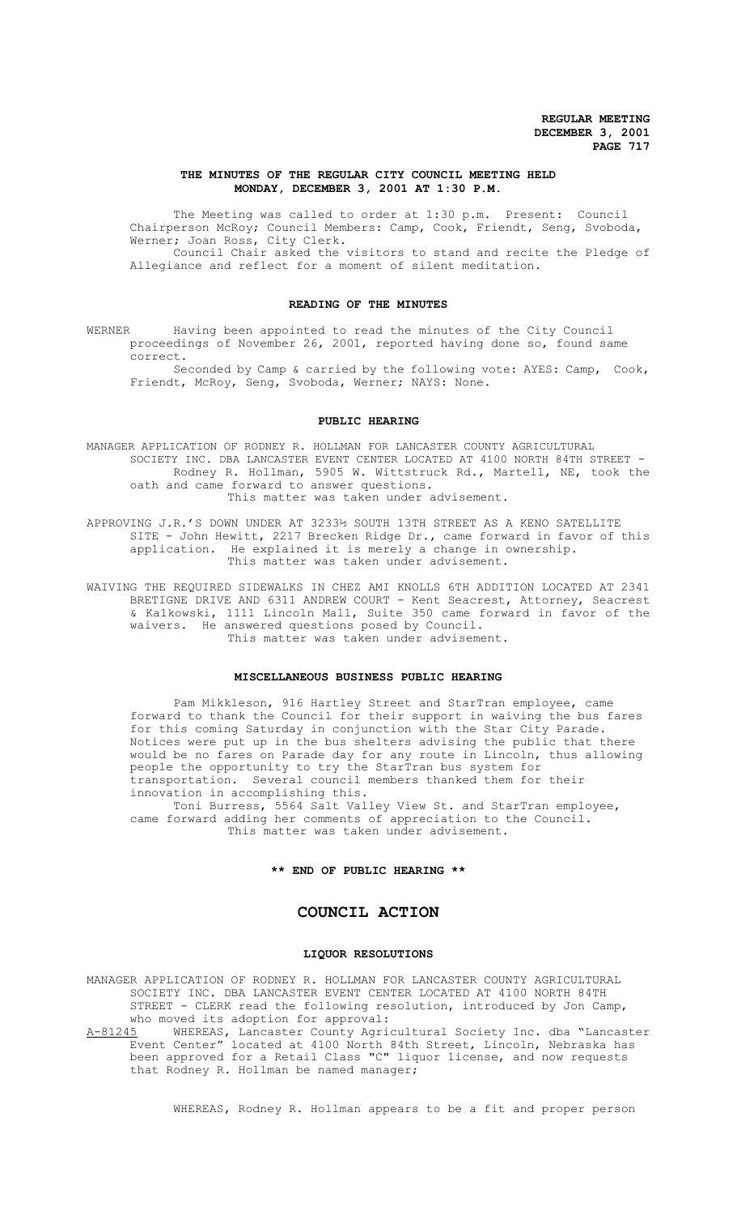# THE MINUTES OF THE REGULAR CITY COUNCIL MEETING HELD MONDAY, DECEMBER 3, 2001 AT 1:30 P.M.

The Meeting was called to order at 1:30 p.m. Present: Council Chairperson McRoy; Council Members: Camp, Cook, Friendt, Seng, Svoboda, Werner; Joan Ross, City Clerk.

Council Chair asked the visitors to stand and recite the Pledge of Allegiance and reflect for a moment of silent meditation.

## READING OF THE MINUTES

WERNER Having been appointed to read the minutes of the City Council proceedings of November 26, 2001, reported having done so, found same correct.

Seconded by Camp & carried by the following vote: AYES: Camp, Cook, Friendt, McRoy, Seng, Svoboda, Werner; NAYS: None.

## PUBLIC HEARING

MANAGER APPLICATION OF RODNEY R. HOLLMAN FOR LANCASTER COUNTY AGRICULTURAL SOCIETY INC. DBA LANCASTER EVENT CENTER LOCATED AT 4100 NORTH 84TH STREET - Rodney R. Hollman, 5905 W. Wittstruck Rd., Martell, NE, took the oath and came forward to answer questions.

This matter was taken under advisement.

APPROVING J.R.'S DOWN UNDER AT 3233½ SOUTH 13TH STREET AS A KENO SATELLITE SITE - John Hewitt, 2217 Brecken Ridge Dr., came forward in favor of this application. He explained it is merely a change in ownership.

This matter was taken under advisement.

WAIVING THE REQUIRED SIDEWALKS IN CHEZ AMI KNOLLS 6TH ADDITION LOCATED AT 2341 BRETIGNE DRIVE AND 6311 ANDREW COURT - Kent Seacrest, Attorney, Seacrest & Kalkowski, 1111 Lincoln Mall, Suite 350 came forward in favor of the waivers. He answered questions posed by Council.

This matter was taken under advisement.

## MISCELLANEOUS BUSINESS PUBLIC HEARING

Pam Mikkleson, 916 Hartley Street and StarTran employee, came forward to thank the Council for their support in waiving the bus fares for this coming Saturday in conjunction with the Star City Parade. Notices were put up in the bus shelters advising the public that there would be no fares on Parade day for any route in Lincoln, thus allowing people the opportunity to try the StarTran bus system for transportation. Several council members thanked them for their innovation in accomplishing this.

Toni Burress, 5564 Salt Valley View St. and StarTran employee, came forward adding her comments of appreciation to the Council.

This matter was taken under advisement.

**\*\* END OF PUBLIC HEARING \*\***

# COUNCIL ACTION

## LIQUOR RESOLUTIONS

MANAGER APPLICATION OF RODNEY R. HOLLMAN FOR LANCASTER COUNTY AGRICULTURAL SOCIETY INC. DBA LANCASTER EVENT CENTER LOCATED AT 4100 NORTH 84TH STREET - CLERK read the following resolution, introduced by Jon Camp, who moved its adoption for approval:

A-81245 WHEREAS, Lancaster County Agricultural Society Inc. dba "Lancaster Event Center" located at 4100 North 84th Street, Lincoln, Nebraska has been approved for a Retail Class "C" liquor license, and now requests that Rodney R. Hollman be named manager;

WHEREAS, Rodney R. Hollman appears to be a fit and proper person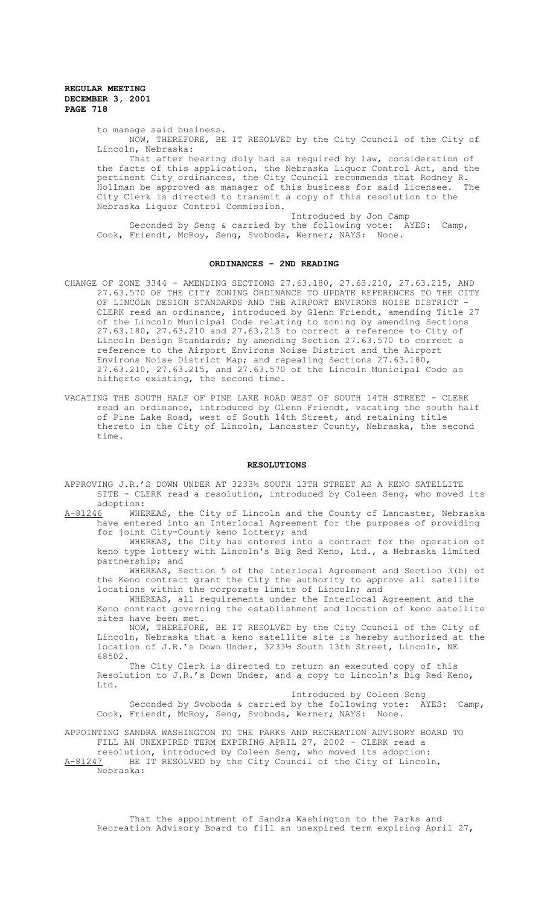to manage said business.

NOW, THEREFORE, BE IT RESOLVED by the City Council of the City of Lincoln, Nebraska:

That after hearing duly had as required by law, consideration of the facts of this application, the Nebraska Liquor Control Act, and the pertinent City ordinances, the City Council recommends that Rodney R. Hollman be approved as manager of this business for said licensee. The City Clerk is directed to transmit a copy of this resolution to the Nebraska Liquor Control Commission.

Introduced by Jon Camp

Seconded by Seng & carried by the following vote: AYES: Camp, Cook, Friendt, McRoy, Seng, Svoboda, Werner; NAYS: None.

## ORDINANCES - 2ND READING

CHANGE OF ZONE 3344 - AMENDING SECTIONS 27.63.180, 27.63.210, 27.63.215, AND 27.63.570 OF THE CITY ZONING ORDINANCE TO UPDATE REFERENCES TO THE CITY OF LINCOLN DESIGN STANDARDS AND THE AIRPORT ENVIRONS NOISE DISTRICT - CLERK read an ordinance, introduced by Glenn Friendt, amending Title 27 of the Lincoln Municipal Code relating to zoning by amending Sections 27.63.180, 27.63.210 and 27.63.215 to correct a reference to City of Lincoln Design Standards; by amending Section 27.63.570 to correct a reference to the Airport Environs Noise District and the Airport Environs Noise District Map; and repealing Sections 27.63.180, 27.63.210, 27.63.215, and 27.63.570 of the Lincoln Municipal Code as hitherto existing, the second time.

VACATING THE SOUTH HALF OF PINE LAKE ROAD WEST OF SOUTH 14TH STREET - CLERK read an ordinance, introduced by Glenn Friendt, vacating the south half of Pine Lake Road, west of South 14th Street, and retaining title thereto in the City of Lincoln, Lancaster County, Nebraska, the second time.

## RESOLUTIONS

APPROVING J.R.'S DOWN UNDER AT 3233½ SOUTH 13TH STREET AS A KENO SATELLITE SITE - CLERK read a resolution, introduced by Coleen Seng, who moved its adoption:

A-81246 WHEREAS, the City of Lincoln and the County of Lancaster, Nebraska have entered into an Interlocal Agreement for the purposes of providing for joint City-County keno lottery; and

WHEREAS, the City has entered into a contract for the operation of keno type lottery with Lincoln's Big Red Keno, Ltd., a Nebraska limited partnership; and

WHEREAS, Section 5 of the Interlocal Agreement and Section 3(b) of the Keno contract grant the City the authority to approve all satellite locations within the corporate limits of Lincoln; and

WHEREAS, all requirements under the Interlocal Agreement and the Keno contract governing the establishment and location of keno satellite sites have been met.

NOW, THEREFORE, BE IT RESOLVED by the City Council of the City of Lincoln, Nebraska that a keno satellite site is hereby authorized at the location of J.R.'s Down Under, 3233½ South 13th Street, Lincoln, NE 68502.

The City Clerk is directed to return an executed copy of this Resolution to J.R.'s Down Under, and a copy to Lincoln's Big Red Keno, Ltd.

Introduced by Coleen Seng

Seconded by Svoboda & carried by the following vote: AYES: Camp, Cook, Friendt, McRoy, Seng, Svoboda, Werner; NAYS: None.

APPOINTING SANDRA WASHINGTON TO THE PARKS AND RECREATION ADVISORY BOARD TO FILL AN UNEXPIRED TERM EXPIRING APRIL 27, 2002 - CLERK read a resolution, introduced by Coleen Seng, who moved its adoption:

A-81247 BE IT RESOLVED by the City Council of the City of Lincoln, Nebraska:

That the appointment of Sandra Washington to the Parks and Recreation Advisory Board to fill an unexpired term expiring April 27,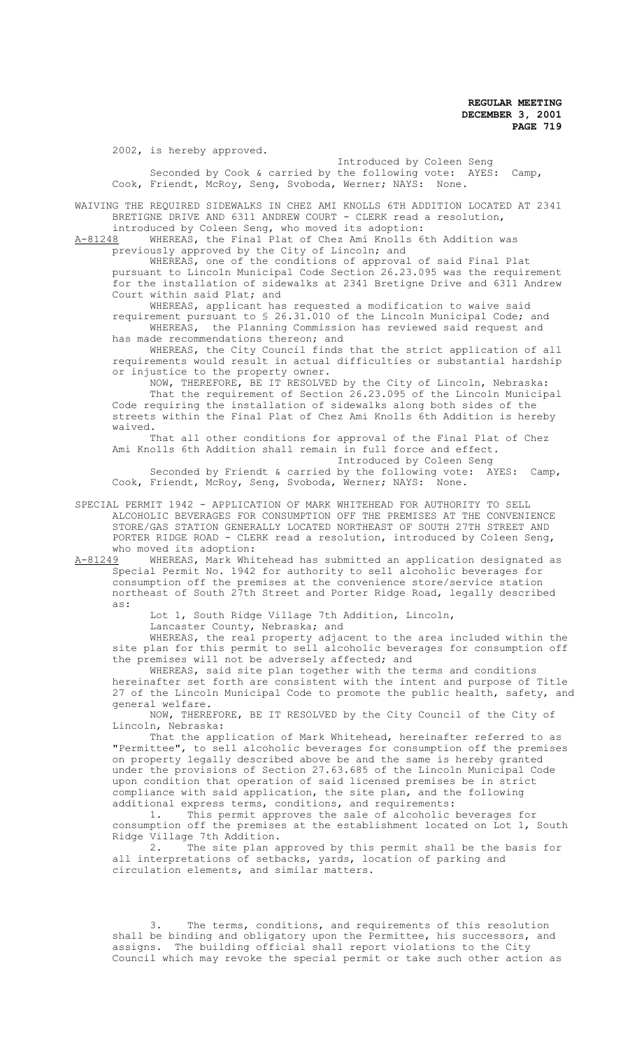2002, is hereby approved.

Introduced by Coleen Seng

Seconded by Cook & carried by the following vote: AYES: Camp, Cook, Friendt, McRoy, Seng, Svoboda, Werner; NAYS: None.

WAIVING THE REQUIRED SIDEWALKS IN CHEZ AMI KNOLLS 6TH ADDITION LOCATED AT 2341 BRETIGNE DRIVE AND 6311 ANDREW COURT - CLERK read a resolution, introduced by Coleen Seng, who moved its adoption:

A-81248 WHEREAS, the Final Plat of Chez Ami Knolls 6th Addition was previously approved by the City of Lincoln; and

WHEREAS, one of the conditions of approval of said Final Plat pursuant to Lincoln Municipal Code Section 26.23.095 was the requirement for the installation of sidewalks at 2341 Bretigne Drive and 6311 Andrew Court within said Plat; and

WHEREAS, applicant has requested a modification to waive said requirement pursuant to § 26.31.010 of the Lincoln Municipal Code; and

WHEREAS, the Planning Commission has reviewed said request and has made recommendations thereon; and

WHEREAS, the City Council finds that the strict application of all requirements would result in actual difficulties or substantial hardship or injustice to the property owner.

NOW, THEREFORE, BE IT RESOLVED by the City of Lincoln, Nebraska:

That the requirement of Section 26.23.095 of the Lincoln Municipal Code requiring the installation of sidewalks along both sides of the streets within the Final Plat of Chez Ami Knolls 6th Addition is hereby waived.

That all other conditions for approval of the Final Plat of Chez Ami Knolls 6th Addition shall remain in full force and effect.

Introduced by Coleen Seng

Seconded by Friendt & carried by the following vote: AYES: Camp, Cook, Friendt, McRoy, Seng, Svoboda, Werner; NAYS: None.

SPECIAL PERMIT 1942 - APPLICATION OF MARK WHITEHEAD FOR AUTHORITY TO SELL ALCOHOLIC BEVERAGES FOR CONSUMPTION OFF THE PREMISES AT THE CONVENIENCE STORE/GAS STATION GENERALLY LOCATED NORTHEAST OF SOUTH 27TH STREET AND PORTER RIDGE ROAD - CLERK read a resolution, introduced by Coleen Seng, who moved its adoption:

A-81249 WHEREAS, Mark Whitehead has submitted an application designated as Special Permit No. 1942 for authority to sell alcoholic beverages for consumption off the premises at the convenience store/service station northeast of South 27th Street and Porter Ridge Road, legally described as:

Lot 1, South Ridge Village 7th Addition, Lincoln, Lancaster County, Nebraska; and

WHEREAS, the real property adjacent to the area included within the site plan for this permit to sell alcoholic beverages for consumption off the premises will not be adversely affected; and

WHEREAS, said site plan together with the terms and conditions hereinafter set forth are consistent with the intent and purpose of Title 27 of the Lincoln Municipal Code to promote the public health, safety, and general welfare.

NOW, THEREFORE, BE IT RESOLVED by the City Council of the City of Lincoln, Nebraska:

That the application of Mark Whitehead, hereinafter referred to as "Permittee", to sell alcoholic beverages for consumption off the premises on property legally described above be and the same is hereby granted under the provisions of Section 27.63.685 of the Lincoln Municipal Code upon condition that operation of said licensed premises be in strict compliance with said application, the site plan, and the following additional express terms, conditions, and requirements:

1. This permit approves the sale of alcoholic beverages for consumption off the premises at the establishment located on Lot 1, South Ridge Village 7th Addition.

2. The site plan approved by this permit shall be the basis for all interpretations of setbacks, yards, location of parking and circulation elements, and similar matters.

3. The terms, conditions, and requirements of this resolution shall be binding and obligatory upon the Permittee, his successors, and assigns. The building official shall report violations to the City Council which may revoke the special permit or take such other action as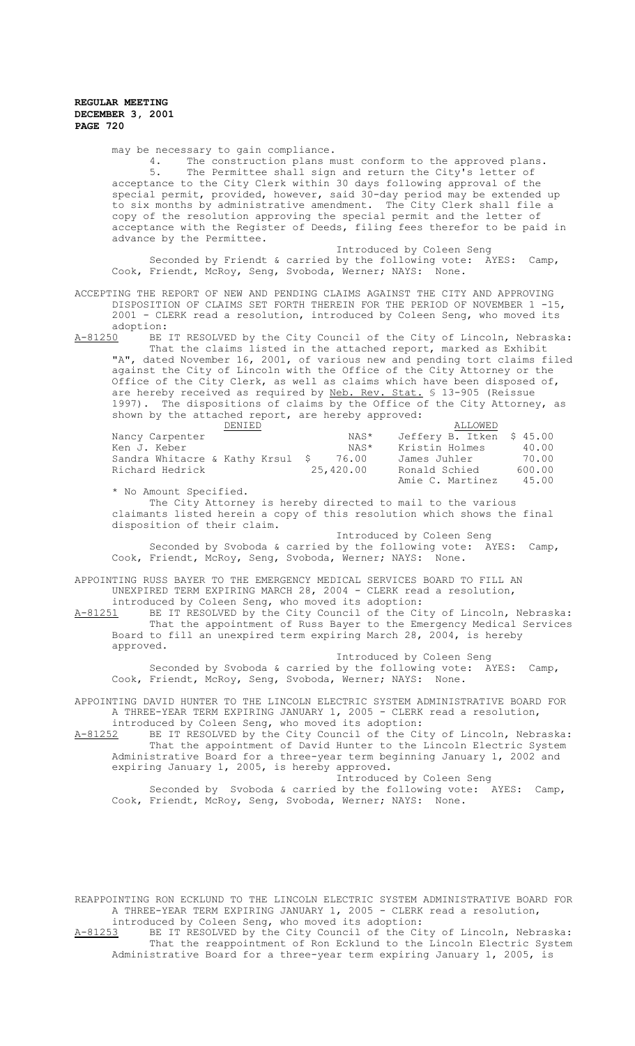may be necessary to gain compliance.

4. The construction plans must conform to the approved plans.

5. The Permittee shall sign and return the City's letter of acceptance to the City Clerk within 30 days following approval of the special permit, provided, however, said 30-day period may be extended up to six months by administrative amendment. The City Clerk shall file a copy of the resolution approving the special permit and the letter of acceptance with the Register of Deeds, filing fees therefor to be paid in advance by the Permittee.

Introduced by Coleen Seng

Seconded by Friendt & carried by the following vote: AYES: Camp, Cook, Friendt, McRoy, Seng, Svoboda, Werner; NAYS: None.

ACCEPTING THE REPORT OF NEW AND PENDING CLAIMS AGAINST THE CITY AND APPROVING DISPOSITION OF CLAIMS SET FORTH THEREIN FOR THE PERIOD OF NOVEMBER 1 -15, 2001 - CLERK read a resolution, introduced by Coleen Seng, who moved its adoption:

A-81250 BE IT RESOLVED by the City Council of the City of Lincoln, Nebraska:

That the claims listed in the attached report, marked as Exhibit "A", dated November 16, 2001, of various new and pending tort claims filed against the City of Lincoln with the Office of the City Attorney or the Office of the City Clerk, as well as claims which have been disposed of, are hereby received as required by Neb. Rev. Stat. § 13-905 (Reissue 1997). The dispositions of claims by the Office of the City Attorney, as shown by the attached report, are hereby approved:

| DENIED | | ALLOWED | |
|---|---|---|---|
| Nancy Carpenter | NAS* | Jeffery B. Itken | $ 45.00 |
| Ken J. Keber | NAS* | Kristin Holmes | 40.00 |
| Sandra Whitacre & Kathy Krsul | $ 76.00 | James Juhler | 70.00 |
| Richard Hedrick | 25,420.00 | Ronald Schied | 600.00 |
| | | Amie C. Martinez | 45.00 |

\* No Amount Specified.

The City Attorney is hereby directed to mail to the various claimants listed herein a copy of this resolution which shows the final disposition of their claim.

Introduced by Coleen Seng

Seconded by Svoboda & carried by the following vote: AYES: Camp, Cook, Friendt, McRoy, Seng, Svoboda, Werner; NAYS: None.

APPOINTING RUSS BAYER TO THE EMERGENCY MEDICAL SERVICES BOARD TO FILL AN UNEXPIRED TERM EXPIRING MARCH 28, 2004 - CLERK read a resolution, introduced by Coleen Seng, who moved its adoption:

A-81251 BE IT RESOLVED by the City Council of the City of Lincoln, Nebraska:

That the appointment of Russ Bayer to the Emergency Medical Services Board to fill an unexpired term expiring March 28, 2004, is hereby approved.

Introduced by Coleen Seng

Seconded by Svoboda & carried by the following vote: AYES: Camp, Cook, Friendt, McRoy, Seng, Svoboda, Werner; NAYS: None.

APPOINTING DAVID HUNTER TO THE LINCOLN ELECTRIC SYSTEM ADMINISTRATIVE BOARD FOR A THREE-YEAR TERM EXPIRING JANUARY 1, 2005 - CLERK read a resolution, introduced by Coleen Seng, who moved its adoption:

A-81252 BE IT RESOLVED by the City Council of the City of Lincoln, Nebraska:

That the appointment of David Hunter to the Lincoln Electric System Administrative Board for a three-year term beginning January 1, 2002 and expiring January 1, 2005, is hereby approved.

Introduced by Coleen Seng

Seconded by Svoboda & carried by the following vote: AYES: Camp, Cook, Friendt, McRoy, Seng, Svoboda, Werner; NAYS: None.

REAPPOINTING RON ECKLUND TO THE LINCOLN ELECTRIC SYSTEM ADMINISTRATIVE BOARD FOR A THREE-YEAR TERM EXPIRING JANUARY 1, 2005 - CLERK read a resolution, introduced by Coleen Seng, who moved its adoption:

A-81253 BE IT RESOLVED by the City Council of the City of Lincoln, Nebraska:

That the reappointment of Ron Ecklund to the Lincoln Electric System Administrative Board for a three-year term expiring January 1, 2005, is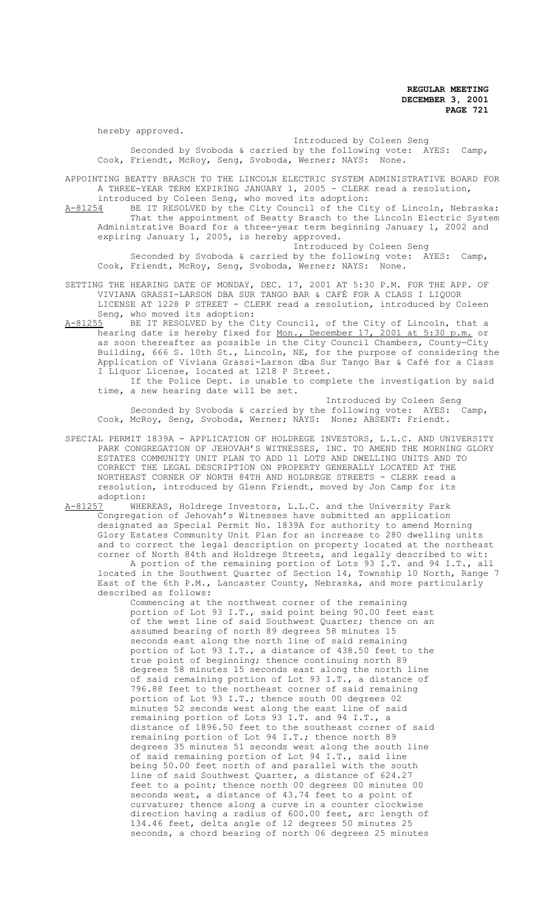hereby approved.

Introduced by Coleen Seng

Seconded by Svoboda & carried by the following vote: AYES: Camp, Cook, Friendt, McRoy, Seng, Svoboda, Werner; NAYS: None.

APPOINTING BEATTY BRASCH TO THE LINCOLN ELECTRIC SYSTEM ADMINISTRATIVE BOARD FOR A THREE-YEAR TERM EXPIRING JANUARY 1, 2005 - CLERK read a resolution, introduced by Coleen Seng, who moved its adoption:

A-81254 BE IT RESOLVED by the City Council of the City of Lincoln, Nebraska: That the appointment of Beatty Brasch to the Lincoln Electric System Administrative Board for a three-year term beginning January 1, 2002 and expiring January 1, 2005, is hereby approved.

Introduced by Coleen Seng

Seconded by Svoboda & carried by the following vote: AYES: Camp, Cook, Friendt, McRoy, Seng, Svoboda, Werner; NAYS: None.

SETTING THE HEARING DATE OF MONDAY, DEC. 17, 2001 AT 5:30 P.M. FOR THE APP. OF VIVIANA GRASSI-LARSON DBA SUR TANGO BAR & CAFÉ FOR A CLASS I LIQUOR LICENSE AT 1228 P STREET - CLERK read a resolution, introduced by Coleen Seng, who moved its adoption:

A-81255 BE IT RESOLVED by the City Council, of the City of Lincoln, that a hearing date is hereby fixed for Mon., December 17, 2001 at 5:30 p.m. or as soon thereafter as possible in the City Council Chambers, County-City Building, 666 S. 10th St., Lincoln, NE, for the purpose of considering the Application of Viviana Grassi-Larson dba Sur Tango Bar & Café for a Class I Liquor License, located at 1218 P Street.

If the Police Dept. is unable to complete the investigation by said time, a new hearing date will be set.

Introduced by Coleen Seng

Seconded by Svoboda & carried by the following vote: AYES: Camp, Cook, McRoy, Seng, Svoboda, Werner; NAYS: None; ABSENT: Friendt.

SPECIAL PERMIT 1839A - APPLICATION OF HOLDREGE INVESTORS, L.L.C. AND UNIVERSITY PARK CONGREGATION OF JEHOVAH'S WITNESSES, INC. TO AMEND THE MORNING GLORY ESTATES COMMUNITY UNIT PLAN TO ADD 11 LOTS AND DWELLING UNITS AND TO CORRECT THE LEGAL DESCRIPTION ON PROPERTY GENERALLY LOCATED AT THE NORTHEAST CORNER OF NORTH 84TH AND HOLDREGE STREETS - CLERK read a resolution, introduced by Glenn Friendt, moved by Jon Camp for its adoption:

A-81257 WHEREAS, Holdrege Investors, L.L.C. and the University Park Congregation of Jehovah's Witnesses have submitted an application designated as Special Permit No. 1839A for authority to amend Morning Glory Estates Community Unit Plan for an increase to 280 dwelling units and to correct the legal description on property located at the northeast corner of North 84th and Holdrege Streets, and legally described to wit:

A portion of the remaining portion of Lots 93 I.T. and 94 I.T., all located in the Southwest Quarter of Section 14, Township 10 North, Range 7 East of the 6th P.M., Lancaster County, Nebraska, and more particularly described as follows:

Commencing at the northwest corner of the remaining portion of Lot 93 I.T., said point being 90.00 feet east of the west line of said Southwest Quarter; thence on an assumed bearing of north 89 degrees 58 minutes 15 seconds east along the north line of said remaining portion of Lot 93 I.T., a distance of 438.50 feet to the true point of beginning; thence continuing north 89 degrees 58 minutes 15 seconds east along the north line of said remaining portion of Lot 93 I.T., a distance of 796.88 feet to the northeast corner of said remaining portion of Lot 93 I.T.; thence south 00 degrees 02 minutes 52 seconds west along the east line of said remaining portion of Lots 93 I.T. and 94 I.T., a distance of 1896.50 feet to the southeast corner of said remaining portion of Lot 94 I.T.; thence north 89 degrees 35 minutes 51 seconds west along the south line of said remaining portion of Lot 94 I.T., said line being 50.00 feet north of and parallel with the south line of said Southwest Quarter, a distance of 624.27 feet to a point; thence north 00 degrees 00 minutes 00 seconds west, a distance of 43.74 feet to a point of curvature; thence along a curve in a counter clockwise direction having a radius of 600.00 feet, arc length of 134.46 feet, delta angle of 12 degrees 50 minutes 25 seconds, a chord bearing of north 06 degrees 25 minutes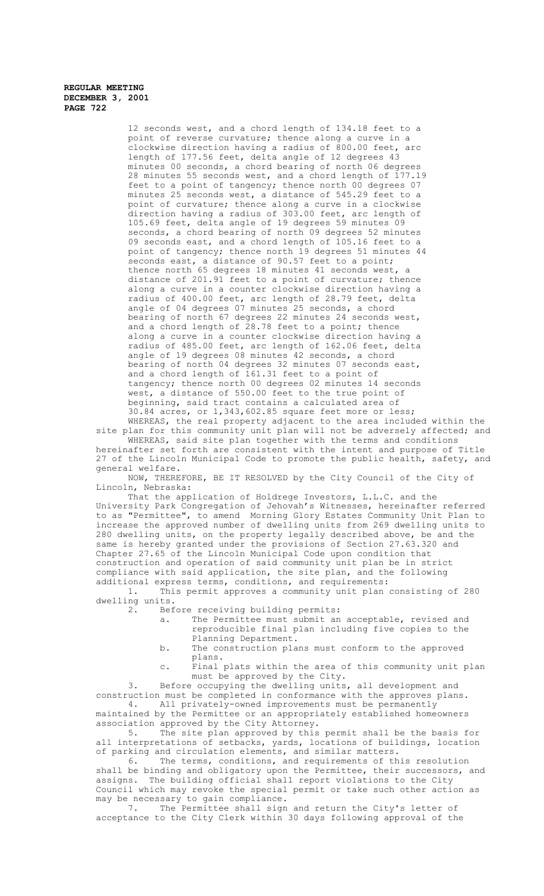12 seconds west, and a chord length of 134.18 feet to a point of reverse curvature; thence along a curve in a clockwise direction having a radius of 800.00 feet, arc length of 177.56 feet, delta angle of 12 degrees 43 minutes 00 seconds, a chord bearing of north 06 degrees 28 minutes 55 seconds west, and a chord length of 177.19 feet to a point of tangency; thence north 00 degrees 07 minutes 25 seconds west, a distance of 545.29 feet to a point of curvature; thence along a curve in a clockwise direction having a radius of 303.00 feet, arc length of 105.69 feet, delta angle of 19 degrees 59 minutes 09 seconds, a chord bearing of north 09 degrees 52 minutes 09 seconds east, and a chord length of 105.16 feet to a point of tangency; thence north 19 degrees 51 minutes 44 seconds east, a distance of 90.57 feet to a point; thence north 65 degrees 18 minutes 41 seconds west, a distance of 201.91 feet to a point of curvature; thence along a curve in a counter clockwise direction having a radius of 400.00 feet, arc length of 28.79 feet, delta angle of 04 degrees 07 minutes 25 seconds, a chord bearing of north 67 degrees 22 minutes 24 seconds west, and a chord length of 28.78 feet to a point; thence along a curve in a counter clockwise direction having a radius of 485.00 feet, arc length of 162.06 feet, delta angle of 19 degrees 08 minutes 42 seconds, a chord bearing of north 04 degrees 32 minutes 07 seconds east, and a chord length of 161.31 feet to a point of tangency; thence north 00 degrees 02 minutes 14 seconds west, a distance of 550.00 feet to the true point of beginning, said tract contains a calculated area of 30.84 acres, or 1,343,602.85 square feet more or less;

WHEREAS, the real property adjacent to the area included within the site plan for this community unit plan will not be adversely affected; and

WHEREAS, said site plan together with the terms and conditions hereinafter set forth are consistent with the intent and purpose of Title 27 of the Lincoln Municipal Code to promote the public health, safety, and general welfare.

NOW, THEREFORE, BE IT RESOLVED by the City Council of the City of Lincoln, Nebraska:

That the application of Holdrege Investors, L.L.C. and the University Park Congregation of Jehovah's Witnesses, hereinafter referred to as "Permittee", to amend Morning Glory Estates Community Unit Plan to increase the approved number of dwelling units from 269 dwelling units to 280 dwelling units, on the property legally described above, be and the same is hereby granted under the provisions of Section 27.63.320 and Chapter 27.65 of the Lincoln Municipal Code upon condition that construction and operation of said community unit plan be in strict compliance with said application, the site plan, and the following additional express terms, conditions, and requirements:

1. This permit approves a community unit plan consisting of 280 dwelling units.
2. Before receiving building permits:
   a. The Permittee must submit an acceptable, revised and reproducible final plan including five copies to the Planning Department.
   b. The construction plans must conform to the approved plans.
   c. Final plats within the area of this community unit plan must be approved by the City.
3. Before occupying the dwelling units, all development and construction must be completed in conformance with the approves plans.
4. All privately-owned improvements must be permanently maintained by the Permittee or an appropriately established homeowners association approved by the City Attorney.
5. The site plan approved by this permit shall be the basis for all interpretations of setbacks, yards, locations of buildings, location of parking and circulation elements, and similar matters.
6. The terms, conditions, and requirements of this resolution shall be binding and obligatory upon the Permittee, their successors, and assigns. The building official shall report violations to the City Council which may revoke the special permit or take such other action as may be necessary to gain compliance.
7. The Permittee shall sign and return the City's letter of acceptance to the City Clerk within 30 days following approval of the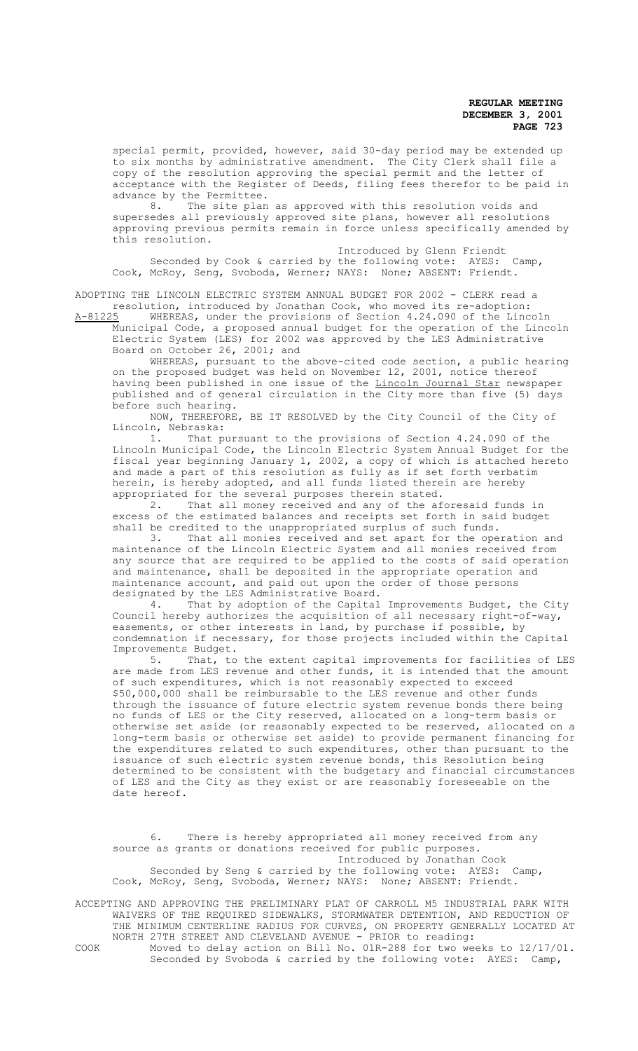special permit, provided, however, said 30-day period may be extended up to six months by administrative amendment. The City Clerk shall file a copy of the resolution approving the special permit and the letter of acceptance with the Register of Deeds, filing fees therefor to be paid in advance by the Permittee.

8. The site plan as approved with this resolution voids and supersedes all previously approved site plans, however all resolutions approving previous permits remain in force unless specifically amended by this resolution.

Introduced by Glenn Friendt

Seconded by Cook & carried by the following vote: AYES: Camp, Cook, McRoy, Seng, Svoboda, Werner; NAYS: None; ABSENT: Friendt.

ADOPTING THE LINCOLN ELECTRIC SYSTEM ANNUAL BUDGET FOR 2002 - CLERK read a resolution, introduced by Jonathan Cook, who moved its re-adoption:

A-81225 WHEREAS, under the provisions of Section 4.24.090 of the Lincoln Municipal Code, a proposed annual budget for the operation of the Lincoln Electric System (LES) for 2002 was approved by the LES Administrative Board on October 26, 2001; and

WHEREAS, pursuant to the above-cited code section, a public hearing on the proposed budget was held on November 12, 2001, notice thereof having been published in one issue of the Lincoln Journal Star newspaper published and of general circulation in the City more than five (5) days before such hearing.

NOW, THEREFORE, BE IT RESOLVED by the City Council of the City of Lincoln, Nebraska:

1. That pursuant to the provisions of Section 4.24.090 of the Lincoln Municipal Code, the Lincoln Electric System Annual Budget for the fiscal year beginning January 1, 2002, a copy of which is attached hereto and made a part of this resolution as fully as if set forth verbatim herein, is hereby adopted, and all funds listed therein are hereby appropriated for the several purposes therein stated.

2. That all money received and any of the aforesaid funds in excess of the estimated balances and receipts set forth in said budget shall be credited to the unappropriated surplus of such funds.

3. That all monies received and set apart for the operation and maintenance of the Lincoln Electric System and all monies received from any source that are required to be applied to the costs of said operation and maintenance, shall be deposited in the appropriate operation and maintenance account, and paid out upon the order of those persons designated by the LES Administrative Board.

4. That by adoption of the Capital Improvements Budget, the City Council hereby authorizes the acquisition of all necessary right-of-way, easements, or other interests in land, by purchase if possible, by condemnation if necessary, for those projects included within the Capital Improvements Budget.

5. That, to the extent capital improvements for facilities of LES are made from LES revenue and other funds, it is intended that the amount of such expenditures, which is not reasonably expected to exceed $50,000,000 shall be reimbursable to the LES revenue and other funds through the issuance of future electric system revenue bonds there being no funds of LES or the City reserved, allocated on a long-term basis or otherwise set aside (or reasonably expected to be reserved, allocated on a long-term basis or otherwise set aside) to provide permanent financing for the expenditures related to such expenditures, other than pursuant to the issuance of such electric system revenue bonds, this Resolution being determined to be consistent with the budgetary and financial circumstances of LES and the City as they exist or are reasonably foreseeable on the date hereof.

6. There is hereby appropriated all money received from any source as grants or donations received for public purposes.

Introduced by Jonathan Cook

Seconded by Seng & carried by the following vote: AYES: Camp, Cook, McRoy, Seng, Svoboda, Werner; NAYS: None; ABSENT: Friendt.

ACCEPTING AND APPROVING THE PRELIMINARY PLAT OF CARROLL M5 INDUSTRIAL PARK WITH WAIVERS OF THE REQUIRED SIDEWALKS, STORMWATER DETENTION, AND REDUCTION OF THE MINIMUM CENTERLINE RADIUS FOR CURVES, ON PROPERTY GENERALLY LOCATED AT NORTH 27TH STREET AND CLEVELAND AVENUE - PRIOR to reading:

COOK Moved to delay action on Bill No. 01R-288 for two weeks to 12/17/01.

Seconded by Svoboda & carried by the following vote: AYES: Camp,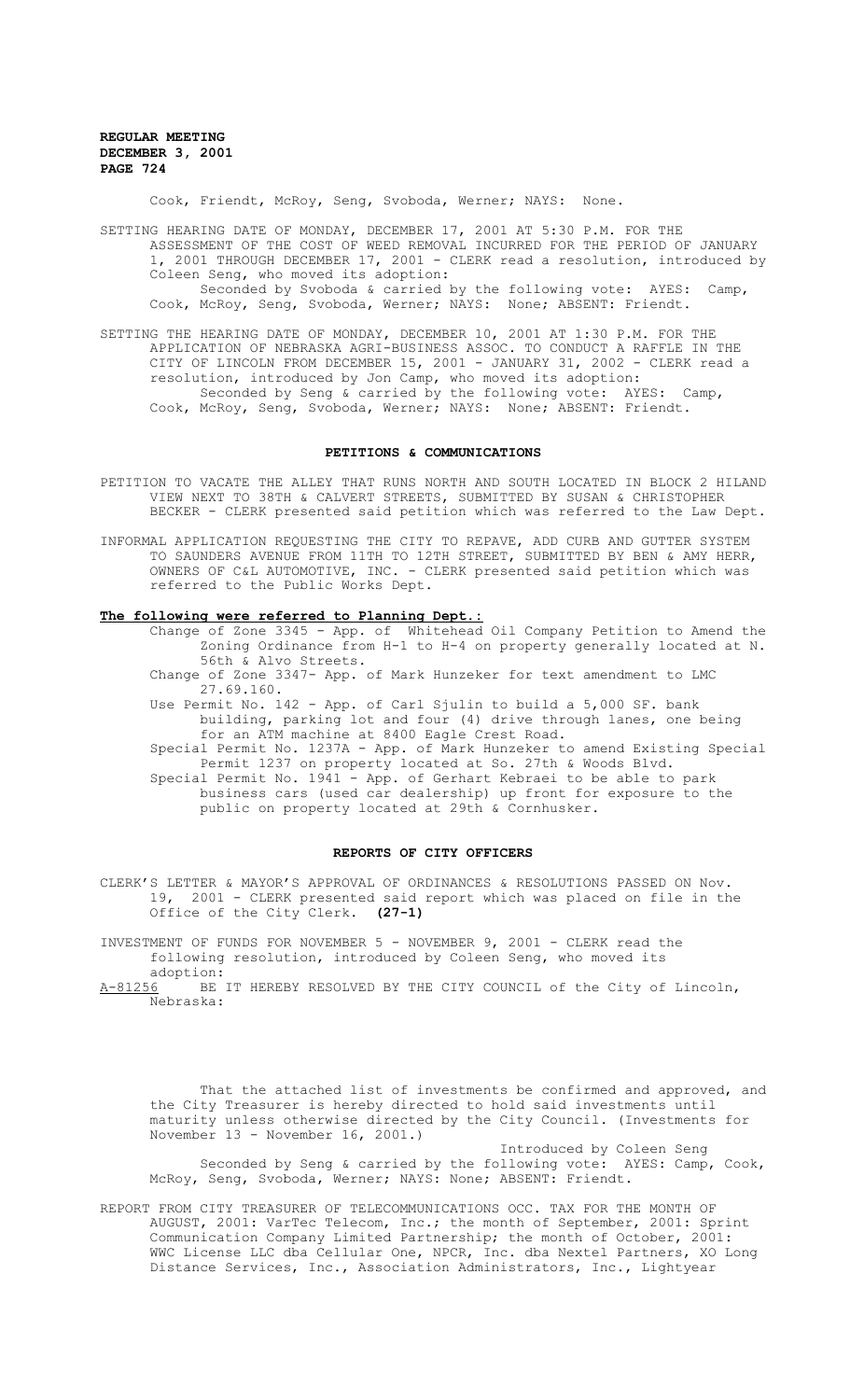Cook, Friendt, McRoy, Seng, Svoboda, Werner; NAYS: None.

SETTING HEARING DATE OF MONDAY, DECEMBER 17, 2001 AT 5:30 P.M. FOR THE ASSESSMENT OF THE COST OF WEED REMOVAL INCURRED FOR THE PERIOD OF JANUARY 1, 2001 THROUGH DECEMBER 17, 2001 - CLERK read a resolution, introduced by Coleen Seng, who moved its adoption:
Seconded by Svoboda & carried by the following vote: AYES: Camp, Cook, McRoy, Seng, Svoboda, Werner; NAYS: None; ABSENT: Friendt.

SETTING THE HEARING DATE OF MONDAY, DECEMBER 10, 2001 AT 1:30 P.M. FOR THE APPLICATION OF NEBRASKA AGRI-BUSINESS ASSOC. TO CONDUCT A RAFFLE IN THE CITY OF LINCOLN FROM DECEMBER 15, 2001 - JANUARY 31, 2002 - CLERK read a resolution, introduced by Jon Camp, who moved its adoption:
Seconded by Seng & carried by the following vote: AYES: Camp, Cook, McRoy, Seng, Svoboda, Werner; NAYS: None; ABSENT: Friendt.

## PETITIONS & COMMUNICATIONS

PETITION TO VACATE THE ALLEY THAT RUNS NORTH AND SOUTH LOCATED IN BLOCK 2 HILAND VIEW NEXT TO 38TH & CALVERT STREETS, SUBMITTED BY SUSAN & CHRISTOPHER BECKER - CLERK presented said petition which was referred to the Law Dept.

INFORMAL APPLICATION REQUESTING THE CITY TO REPAVE, ADD CURB AND GUTTER SYSTEM TO SAUNDERS AVENUE FROM 11TH TO 12TH STREET, SUBMITTED BY BEN & AMY HERR, OWNERS OF C&L AUTOMOTIVE, INC. - CLERK presented said petition which was referred to the Public Works Dept.

**The following were referred to Planning Dept.:**

Change of Zone 3345 - App. of Whitehead Oil Company Petition to Amend the Zoning Ordinance from H-1 to H-4 on property generally located at N. 56th & Alvo Streets.

Change of Zone 3347- App. of Mark Hunzeker for text amendment to LMC 27.69.160.

Use Permit No. 142 - App. of Carl Sjulin to build a 5,000 SF. bank building, parking lot and four (4) drive through lanes, one being for an ATM machine at 8400 Eagle Crest Road.

Special Permit No. 1237A - App. of Mark Hunzeker to amend Existing Special Permit 1237 on property located at So. 27th & Woods Blvd.

Special Permit No. 1941 - App. of Gerhart Kebraei to be able to park business cars (used car dealership) up front for exposure to the public on property located at 29th & Cornhusker.

## REPORTS OF CITY OFFICERS

CLERK'S LETTER & MAYOR'S APPROVAL OF ORDINANCES & RESOLUTIONS PASSED ON Nov. 19, 2001 - CLERK presented said report which was placed on file in the Office of the City Clerk. **(27-1)**

INVESTMENT OF FUNDS FOR NOVEMBER 5 - NOVEMBER 9, 2001 - CLERK read the following resolution, introduced by Coleen Seng, who moved its adoption:

A-81256 BE IT HEREBY RESOLVED BY THE CITY COUNCIL of the City of Lincoln, Nebraska:

That the attached list of investments be confirmed and approved, and the City Treasurer is hereby directed to hold said investments until maturity unless otherwise directed by the City Council. (Investments for November 13 - November 16, 2001.)

Introduced by Coleen Seng

Seconded by Seng & carried by the following vote: AYES: Camp, Cook, McRoy, Seng, Svoboda, Werner; NAYS: None; ABSENT: Friendt.

REPORT FROM CITY TREASURER OF TELECOMMUNICATIONS OCC. TAX FOR THE MONTH OF AUGUST, 2001: VarTec Telecom, Inc.; the month of September, 2001: Sprint Communication Company Limited Partnership; the month of October, 2001: WWC License LLC dba Cellular One, NPCR, Inc. dba Nextel Partners, XO Long Distance Services, Inc., Association Administrators, Inc., Lightyear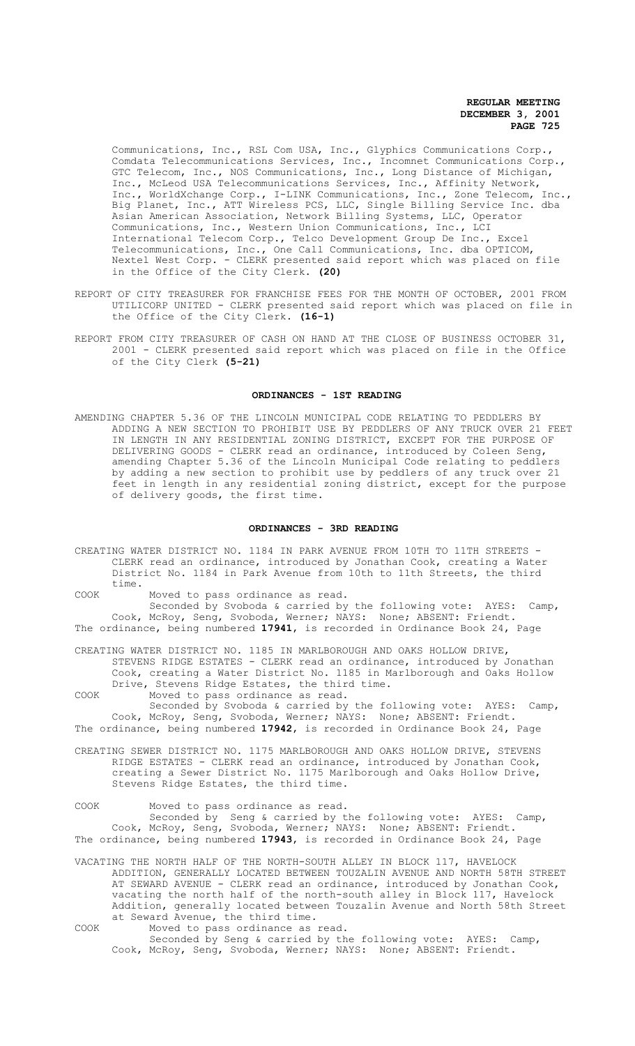Communications, Inc., RSL Com USA, Inc., Glyphics Communications Corp., Comdata Telecommunications Services, Inc., Incomnet Communications Corp., GTC Telecom, Inc., NOS Communications, Inc., Long Distance of Michigan, Inc., McLeod USA Telecommunications Services, Inc., Affinity Network, Inc., WorldXchange Corp., I-LINK Communications, Inc., Zone Telecom, Inc., Big Planet, Inc., ATT Wireless PCS, LLC, Single Billing Service Inc. dba Asian American Association, Network Billing Systems, LLC, Operator Communications, Inc., Western Union Communications, Inc., LCI International Telecom Corp., Telco Development Group De Inc., Excel Telecommunications, Inc., One Call Communications, Inc. dba OPTICOM, Nextel West Corp. - CLERK presented said report which was placed on file in the Office of the City Clerk. **(20)**

REPORT OF CITY TREASURER FOR FRANCHISE FEES FOR THE MONTH OF OCTOBER, 2001 FROM UTILICORP UNITED - CLERK presented said report which was placed on file in the Office of the City Clerk. **(16-1)**

REPORT FROM CITY TREASURER OF CASH ON HAND AT THE CLOSE OF BUSINESS OCTOBER 31, 2001 - CLERK presented said report which was placed on file in the Office of the City Clerk **(5-21)**

## ORDINANCES - 1ST READING

AMENDING CHAPTER 5.36 OF THE LINCOLN MUNICIPAL CODE RELATING TO PEDDLERS BY ADDING A NEW SECTION TO PROHIBIT USE BY PEDDLERS OF ANY TRUCK OVER 21 FEET IN LENGTH IN ANY RESIDENTIAL ZONING DISTRICT, EXCEPT FOR THE PURPOSE OF DELIVERING GOODS - CLERK read an ordinance, introduced by Coleen Seng, amending Chapter 5.36 of the Lincoln Municipal Code relating to peddlers by adding a new section to prohibit use by peddlers of any truck over 21 feet in length in any residential zoning district, except for the purpose of delivery goods, the first time.

## ORDINANCES - 3RD READING

CREATING WATER DISTRICT NO. 1184 IN PARK AVENUE FROM 10TH TO 11TH STREETS - CLERK read an ordinance, introduced by Jonathan Cook, creating a Water District No. 1184 in Park Avenue from 10th to 11th Streets, the third time.

COOK Moved to pass ordinance as read.
Seconded by Svoboda & carried by the following vote: AYES: Camp, Cook, McRoy, Seng, Svoboda, Werner; NAYS: None; ABSENT: Friendt.
The ordinance, being numbered **17941**, is recorded in Ordinance Book 24, Page

CREATING WATER DISTRICT NO. 1185 IN MARLBOROUGH AND OAKS HOLLOW DRIVE, STEVENS RIDGE ESTATES - CLERK read an ordinance, introduced by Jonathan Cook, creating a Water District No. 1185 in Marlborough and Oaks Hollow Drive, Stevens Ridge Estates, the third time.

COOK Moved to pass ordinance as read.
Seconded by Svoboda & carried by the following vote: AYES: Camp, Cook, McRoy, Seng, Svoboda, Werner; NAYS: None; ABSENT: Friendt.
The ordinance, being numbered **17942**, is recorded in Ordinance Book 24, Page

CREATING SEWER DISTRICT NO. 1175 MARLBOROUGH AND OAKS HOLLOW DRIVE, STEVENS RIDGE ESTATES - CLERK read an ordinance, introduced by Jonathan Cook, creating a Sewer District No. 1175 Marlborough and Oaks Hollow Drive, Stevens Ridge Estates, the third time.

COOK Moved to pass ordinance as read.
Seconded by Seng & carried by the following vote: AYES: Camp, Cook, McRoy, Seng, Svoboda, Werner; NAYS: None; ABSENT: Friendt.
The ordinance, being numbered **17943**, is recorded in Ordinance Book 24, Page

VACATING THE NORTH HALF OF THE NORTH-SOUTH ALLEY IN BLOCK 117, HAVELOCK ADDITION, GENERALLY LOCATED BETWEEN TOUZALIN AVENUE AND NORTH 58TH STREET AT SEWARD AVENUE - CLERK read an ordinance, introduced by Jonathan Cook, vacating the north half of the north-south alley in Block 117, Havelock Addition, generally located between Touzalin Avenue and North 58th Street at Seward Avenue, the third time.

COOK Moved to pass ordinance as read.
Seconded by Seng & carried by the following vote: AYES: Camp, Cook, McRoy, Seng, Svoboda, Werner; NAYS: None; ABSENT: Friendt.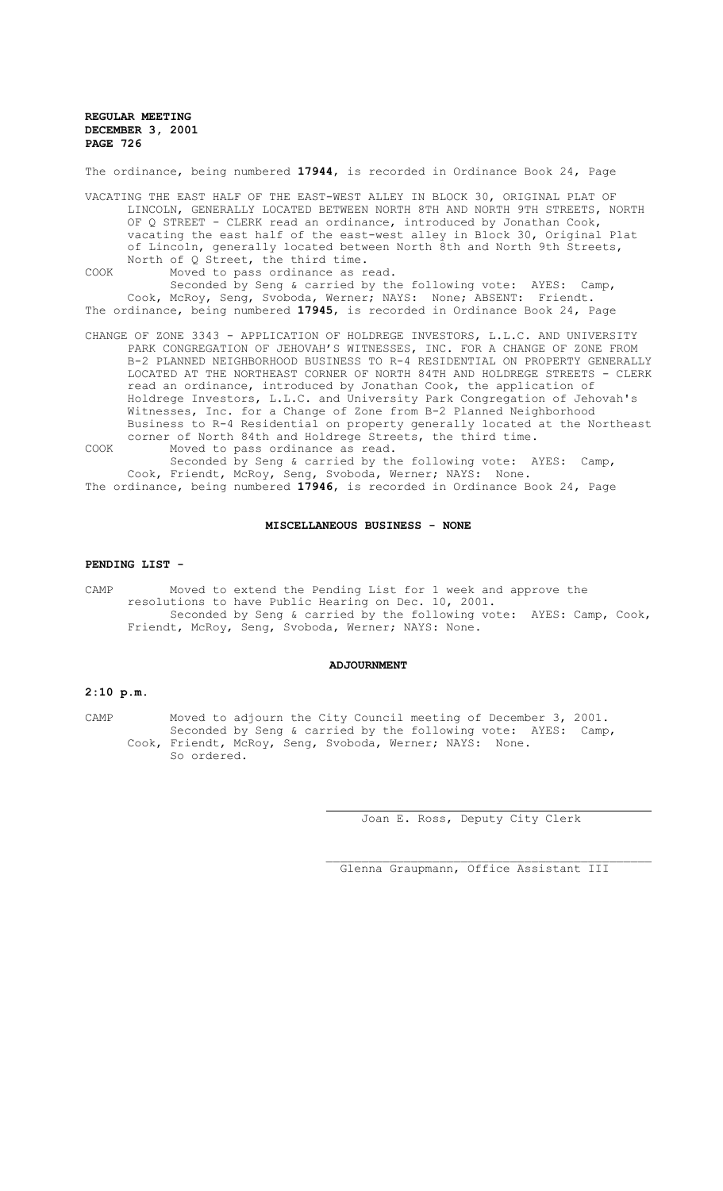The ordinance, being numbered **17944**, is recorded in Ordinance Book 24, Page

VACATING THE EAST HALF OF THE EAST-WEST ALLEY IN BLOCK 30, ORIGINAL PLAT OF LINCOLN, GENERALLY LOCATED BETWEEN NORTH 8TH AND NORTH 9TH STREETS, NORTH OF Q STREET - CLERK read an ordinance, introduced by Jonathan Cook, vacating the east half of the east-west alley in Block 30, Original Plat of Lincoln, generally located between North 8th and North 9th Streets, North of Q Street, the third time.

COOK Moved to pass ordinance as read.
Seconded by Seng & carried by the following vote: AYES: Camp, Cook, McRoy, Seng, Svoboda, Werner; NAYS: None; ABSENT: Friendt.

The ordinance, being numbered **17945**, is recorded in Ordinance Book 24, Page

CHANGE OF ZONE 3343 - APPLICATION OF HOLDREGE INVESTORS, L.L.C. AND UNIVERSITY PARK CONGREGATION OF JEHOVAH'S WITNESSES, INC. FOR A CHANGE OF ZONE FROM B-2 PLANNED NEIGHBORHOOD BUSINESS TO R-4 RESIDENTIAL ON PROPERTY GENERALLY LOCATED AT THE NORTHEAST CORNER OF NORTH 84TH AND HOLDREGE STREETS - CLERK read an ordinance, introduced by Jonathan Cook, the application of Holdrege Investors, L.L.C. and University Park Congregation of Jehovah's Witnesses, Inc. for a Change of Zone from B-2 Planned Neighborhood Business to R-4 Residential on property generally located at the Northeast corner of North 84th and Holdrege Streets, the third time.

COOK Moved to pass ordinance as read.
Seconded by Seng & carried by the following vote: AYES: Camp, Cook, Friendt, McRoy, Seng, Svoboda, Werner; NAYS: None.

The ordinance, being numbered **17946**, is recorded in Ordinance Book 24, Page

**MISCELLANEOUS BUSINESS - NONE**

**PENDING LIST -**

CAMP Moved to extend the Pending List for 1 week and approve the resolutions to have Public Hearing on Dec. 10, 2001.
Seconded by Seng & carried by the following vote: AYES: Camp, Cook, Friendt, McRoy, Seng, Svoboda, Werner; NAYS: None.

**ADJOURNMENT**

**2:10 p.m.**

CAMP Moved to adjourn the City Council meeting of December 3, 2001.
Seconded by Seng & carried by the following vote: AYES: Camp, Cook, Friendt, McRoy, Seng, Svoboda, Werner; NAYS: None.
So ordered.

Joan E. Ross, Deputy City Clerk

Glenna Graupmann, Office Assistant III